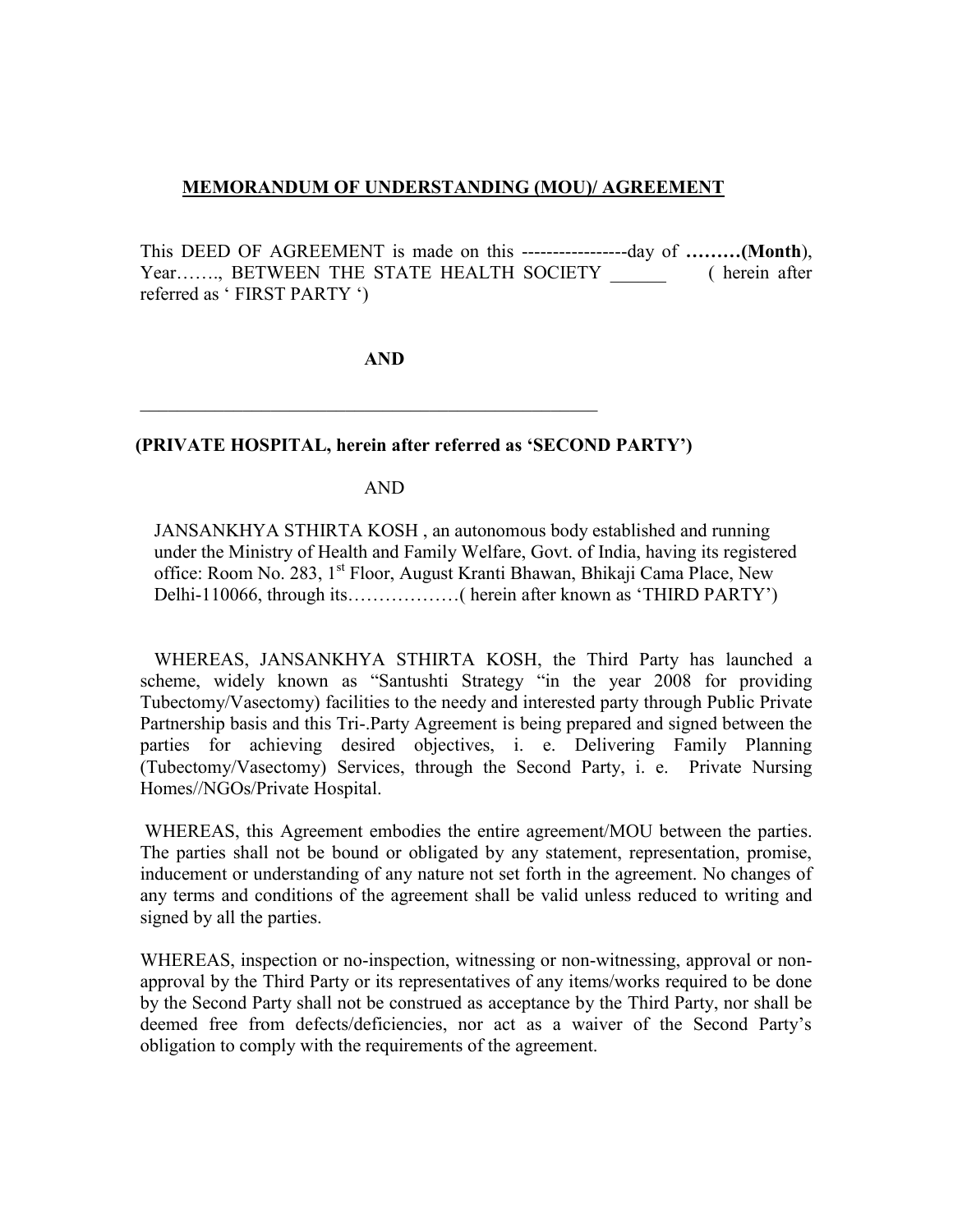# MEMORANDUM OF UNDERSTANDING (MOU)/ AGREEMENT

This DEED OF AGREEMENT is made on this -----------------day of **………(Month**), Year……., BETWEEN THE STATE HEALTH SOCIETY ______ ( herein after referred as ' FIRST PARTY ')

**AND**

____________________________________________________

**(PRIVATE HOSPITAL, herein after referred as 'SECOND PARTY')**

AND

JANSANKHYA STHIRTA KOSH , an autonomous body established and running under the Ministry of Health and Family Welfare, Govt. of India, having its registered office: Room No. 283, 1st Floor, August Kranti Bhawan, Bhikaji Cama Place, New Delhi-110066, through its………………( herein after known as 'THIRD PARTY')

WHEREAS, JANSANKHYA STHIRTA KOSH, the Third Party has launched a scheme, widely known as "Santushti Strategy "in the year 2008 for providing Tubectomy/Vasectomy) facilities to the needy and interested party through Public Private Partnership basis and this Tri-.Party Agreement is being prepared and signed between the parties for achieving desired objectives, i. e. Delivering Family Planning (Tubectomy/Vasectomy) Services, through the Second Party, i. e. Private Nursing Homes//NGOs/Private Hospital.

WHEREAS, this Agreement embodies the entire agreement/MOU between the parties. The parties shall not be bound or obligated by any statement, representation, promise, inducement or understanding of any nature not set forth in the agreement. No changes of any terms and conditions of the agreement shall be valid unless reduced to writing and signed by all the parties.

WHEREAS, inspection or no-inspection, witnessing or non-witnessing, approval or non-approval by the Third Party or its representatives of any items/works required to be done by the Second Party shall not be construed as acceptance by the Third Party, nor shall be deemed free from defects/deficiencies, nor act as a waiver of the Second Party's obligation to comply with the requirements of the agreement.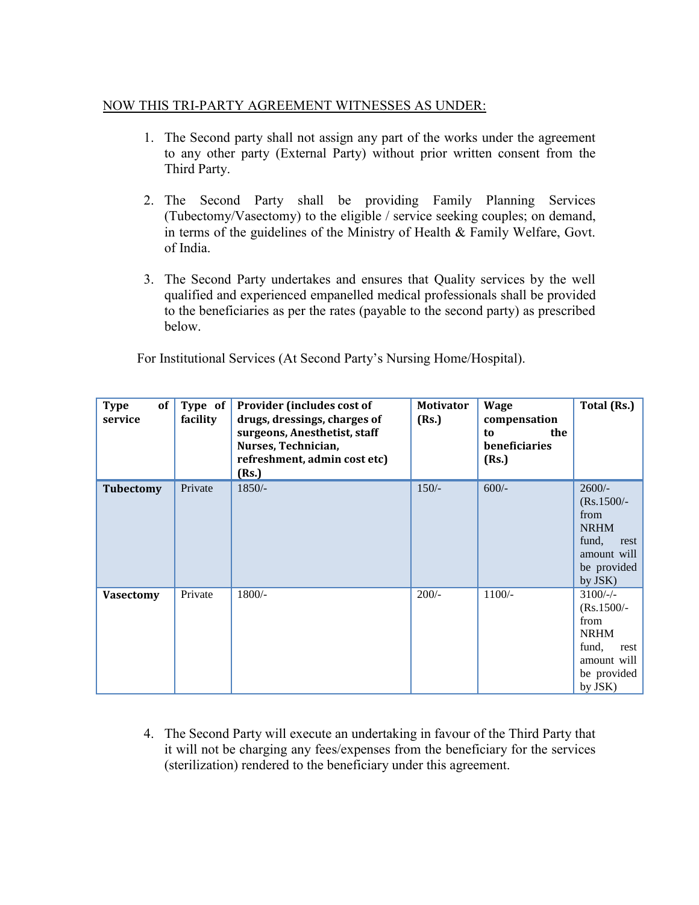NOW THIS TRI-PARTY AGREEMENT WITNESSES AS UNDER:

1. The Second party shall not assign any part of the works under the agreement to any other party (External Party) without prior written consent from the Third Party.

2. The Second Party shall be providing Family Planning Services (Tubectomy/Vasectomy) to the eligible / service seeking couples; on demand, in terms of the guidelines of the Ministry of Health & Family Welfare, Govt. of India.

3. The Second Party undertakes and ensures that Quality services by the well qualified and experienced empanelled medical professionals shall be provided to the beneficiaries as per the rates (payable to the second party) as prescribed below.

For Institutional Services (At Second Party's Nursing Home/Hospital).

| Type of service | Type of facility | Provider (includes cost of drugs, dressings, charges of surgeons, Anesthetist, staff Nurses, Technician, refreshment, admin cost etc) (Rs.) | Motivator (Rs.) | Wage compensation to the beneficiaries (Rs.) | Total (Rs.) |
|---|---|---|---|---|---|
| **Tubectomy** | Private | 1850/- | 150/- | 600/- | 2600/- (Rs.1500/- from NRHM fund, rest amount will be provided by JSK) |
| **Vasectomy** | Private | 1800/- | 200/- | 1100/- | 3100/-/- (Rs.1500/- from NRHM fund, rest amount will be provided by JSK) |

4. The Second Party will execute an undertaking in favour of the Third Party that it will not be charging any fees/expenses from the beneficiary for the services (sterilization) rendered to the beneficiary under this agreement.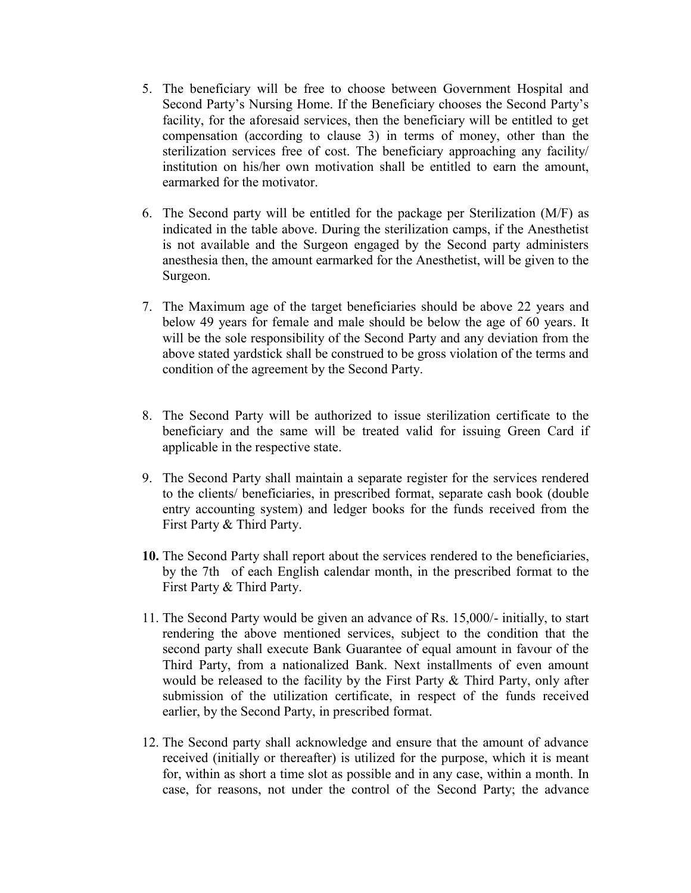5. The beneficiary will be free to choose between Government Hospital and Second Party's Nursing Home. If the Beneficiary chooses the Second Party's facility, for the aforesaid services, then the beneficiary will be entitled to get compensation (according to clause 3) in terms of money, other than the sterilization services free of cost. The beneficiary approaching any facility/ institution on his/her own motivation shall be entitled to earn the amount, earmarked for the motivator.

6. The Second party will be entitled for the package per Sterilization (M/F) as indicated in the table above. During the sterilization camps, if the Anesthetist is not available and the Surgeon engaged by the Second party administers anesthesia then, the amount earmarked for the Anesthetist, will be given to the Surgeon.

7. The Maximum age of the target beneficiaries should be above 22 years and below 49 years for female and male should be below the age of 60 years. It will be the sole responsibility of the Second Party and any deviation from the above stated yardstick shall be construed to be gross violation of the terms and condition of the agreement by the Second Party.

8. The Second Party will be authorized to issue sterilization certificate to the beneficiary and the same will be treated valid for issuing Green Card if applicable in the respective state.

9. The Second Party shall maintain a separate register for the services rendered to the clients/ beneficiaries, in prescribed format, separate cash book (double entry accounting system) and ledger books for the funds received from the First Party & Third Party.

**10.** The Second Party shall report about the services rendered to the beneficiaries, by the 7th of each English calendar month, in the prescribed format to the First Party & Third Party.

11. The Second Party would be given an advance of Rs. 15,000/- initially, to start rendering the above mentioned services, subject to the condition that the second party shall execute Bank Guarantee of equal amount in favour of the Third Party, from a nationalized Bank. Next installments of even amount would be released to the facility by the First Party & Third Party, only after submission of the utilization certificate, in respect of the funds received earlier, by the Second Party, in prescribed format.

12. The Second party shall acknowledge and ensure that the amount of advance received (initially or thereafter) is utilized for the purpose, which it is meant for, within as short a time slot as possible and in any case, within a month. In case, for reasons, not under the control of the Second Party; the advance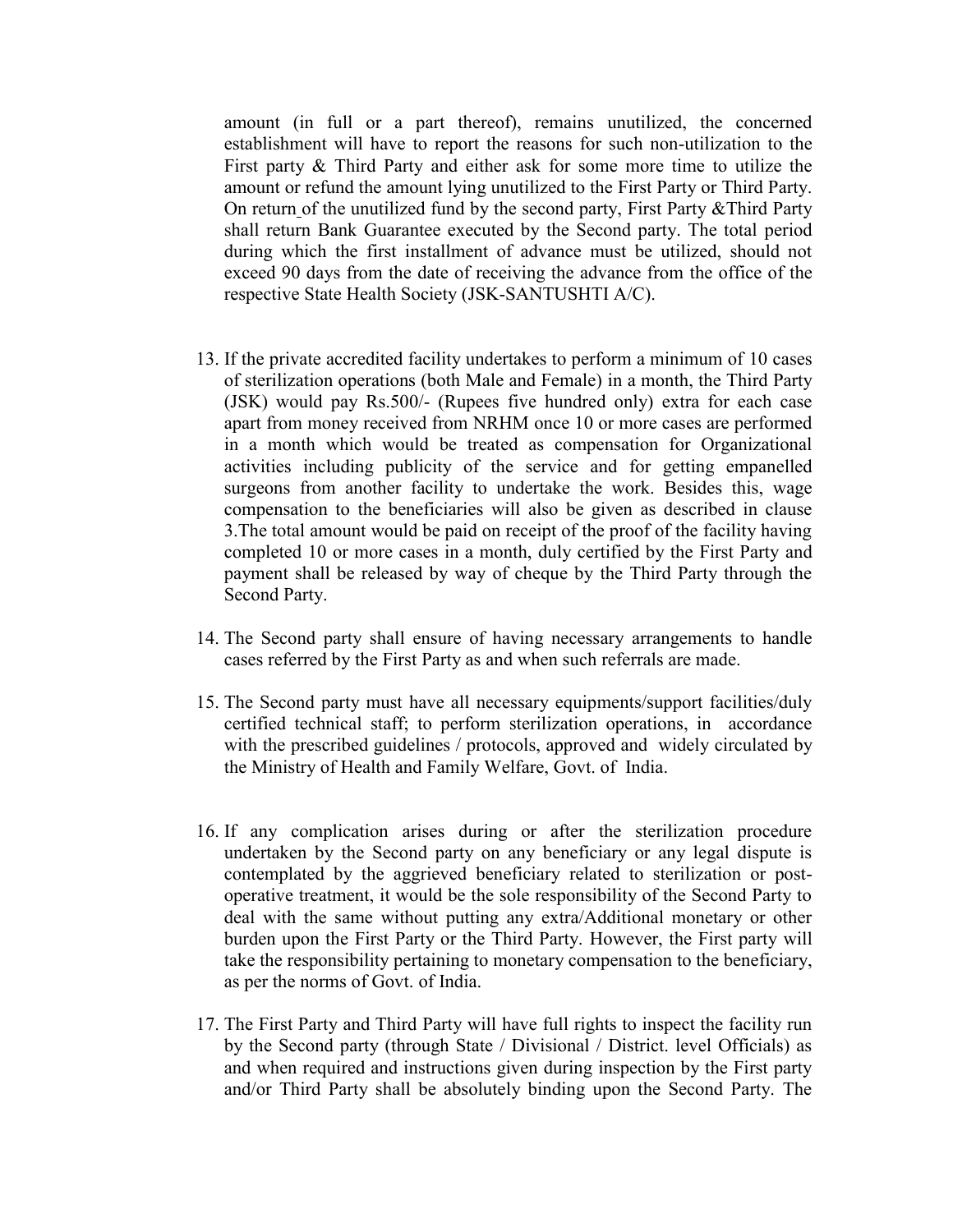amount (in full or a part thereof), remains unutilized, the concerned establishment will have to report the reasons for such non-utilization to the First party & Third Party and either ask for some more time to utilize the amount or refund the amount lying unutilized to the First Party or Third Party. On return of the unutilized fund by the second party, First Party &Third Party shall return Bank Guarantee executed by the Second party. The total period during which the first installment of advance must be utilized, should not exceed 90 days from the date of receiving the advance from the office of the respective State Health Society (JSK-SANTUSHTI A/C).

13. If the private accredited facility undertakes to perform a minimum of 10 cases of sterilization operations (both Male and Female) in a month, the Third Party (JSK) would pay Rs.500/- (Rupees five hundred only) extra for each case apart from money received from NRHM once 10 or more cases are performed in a month which would be treated as compensation for Organizational activities including publicity of the service and for getting empanelled surgeons from another facility to undertake the work. Besides this, wage compensation to the beneficiaries will also be given as described in clause 3.The total amount would be paid on receipt of the proof of the facility having completed 10 or more cases in a month, duly certified by the First Party and payment shall be released by way of cheque by the Third Party through the Second Party.

14. The Second party shall ensure of having necessary arrangements to handle cases referred by the First Party as and when such referrals are made.

15. The Second party must have all necessary equipments/support facilities/duly certified technical staff; to perform sterilization operations, in accordance with the prescribed guidelines / protocols, approved and widely circulated by the Ministry of Health and Family Welfare, Govt. of India.

16. If any complication arises during or after the sterilization procedure undertaken by the Second party on any beneficiary or any legal dispute is contemplated by the aggrieved beneficiary related to sterilization or post-operative treatment, it would be the sole responsibility of the Second Party to deal with the same without putting any extra/Additional monetary or other burden upon the First Party or the Third Party. However, the First party will take the responsibility pertaining to monetary compensation to the beneficiary, as per the norms of Govt. of India.

17. The First Party and Third Party will have full rights to inspect the facility run by the Second party (through State / Divisional / District. level Officials) as and when required and instructions given during inspection by the First party and/or Third Party shall be absolutely binding upon the Second Party. The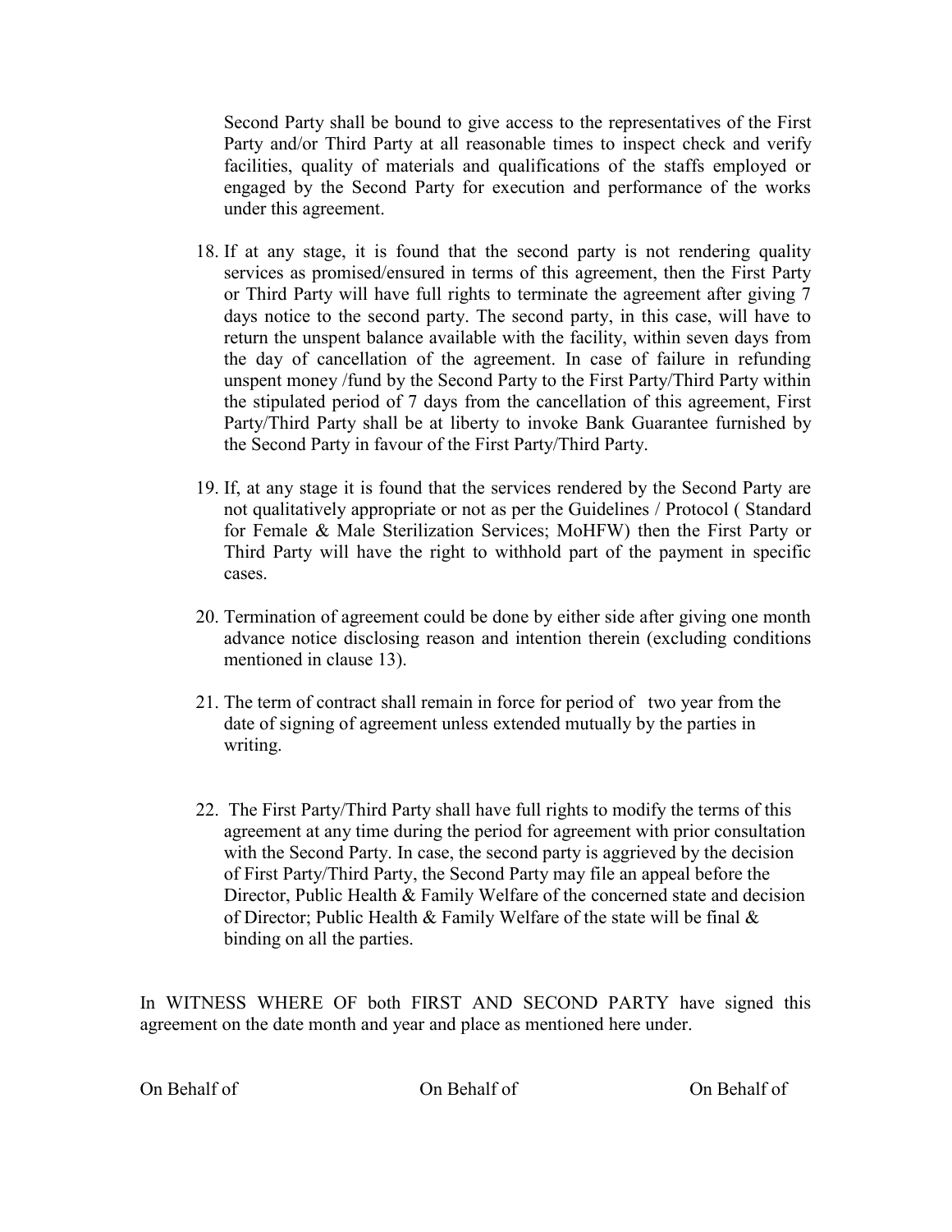Second Party shall be bound to give access to the representatives of the First Party and/or Third Party at all reasonable times to inspect check and verify facilities, quality of materials and qualifications of the staffs employed or engaged by the Second Party for execution and performance of the works under this agreement.

18. If at any stage, it is found that the second party is not rendering quality services as promised/ensured in terms of this agreement, then the First Party or Third Party will have full rights to terminate the agreement after giving 7 days notice to the second party. The second party, in this case, will have to return the unspent balance available with the facility, within seven days from the day of cancellation of the agreement. In case of failure in refunding unspent money /fund by the Second Party to the First Party/Third Party within the stipulated period of 7 days from the cancellation of this agreement, First Party/Third Party shall be at liberty to invoke Bank Guarantee furnished by the Second Party in favour of the First Party/Third Party.

19. If, at any stage it is found that the services rendered by the Second Party are not qualitatively appropriate or not as per the Guidelines / Protocol ( Standard for Female & Male Sterilization Services; MoHFW) then the First Party or Third Party will have the right to withhold part of the payment in specific cases.

20. Termination of agreement could be done by either side after giving one month advance notice disclosing reason and intention therein (excluding conditions mentioned in clause 13).

21. The term of contract shall remain in force for period of two year from the date of signing of agreement unless extended mutually by the parties in writing.

22. The First Party/Third Party shall have full rights to modify the terms of this agreement at any time during the period for agreement with prior consultation with the Second Party. In case, the second party is aggrieved by the decision of First Party/Third Party, the Second Party may file an appeal before the Director, Public Health & Family Welfare of the concerned state and decision of Director; Public Health & Family Welfare of the state will be final & binding on all the parties.

In WITNESS WHERE OF both FIRST AND SECOND PARTY have signed this agreement on the date month and year and place as mentioned here under.

On Behalf of On Behalf of On Behalf of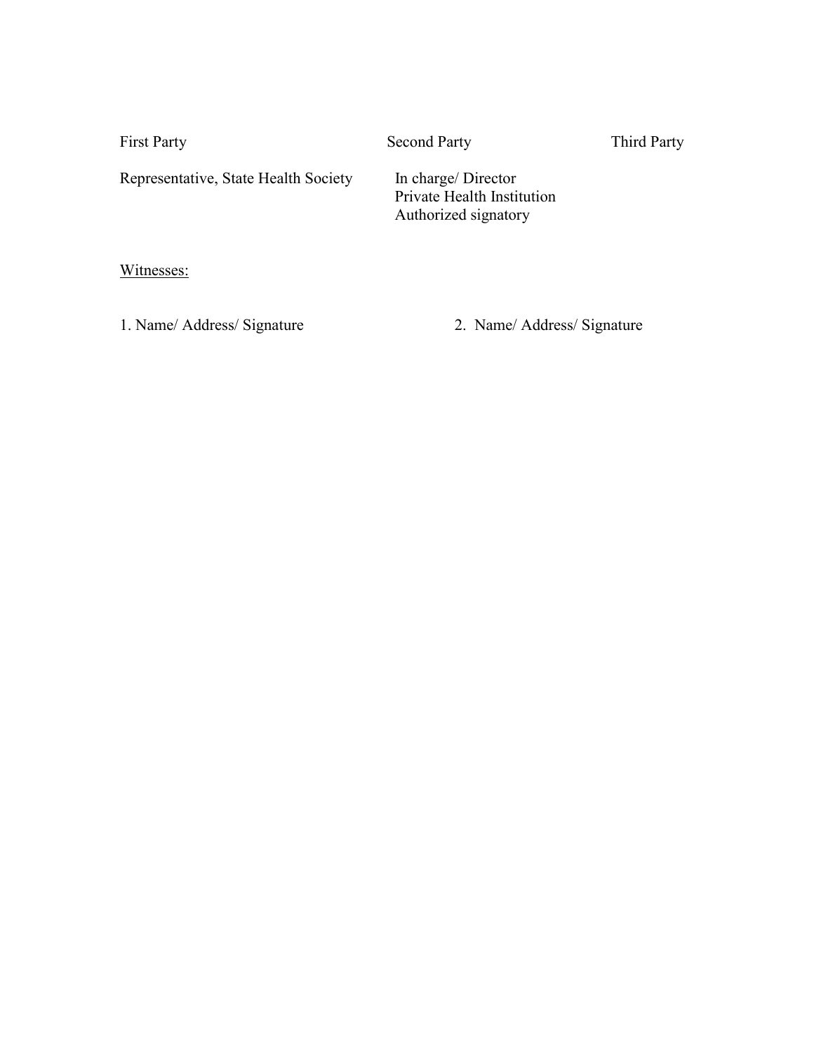| First Party | Second Party | Third Party |
| --- | --- | --- |
| Representative, State Health Society | In charge/ Director<br>Private Health Institution<br>Authorized signatory | |

<u>Witnesses:</u>

1. Name/ Address/ Signature

2. Name/ Address/ Signature